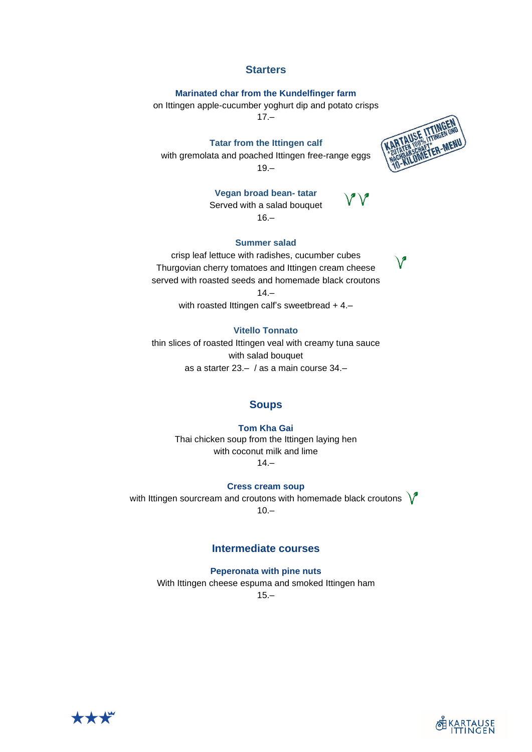## Starters

**Marinated char from the Kundelfinger farm**
on Ittingen apple-cucumber yoghurt dip and potato crisps
17.–

**Tatar from the Ittingen calf**
with gremolata and poached Ittingen free-range eggs
19.–

KARTAUSE ITTINGEN
*ZUTATEN 100% ITTINGEN UND NACHBARSCHAFT*
10-KILOMETER-MENU

**Vegan broad bean- tatar**
Served with a salad bouquet
16.–

**Summer salad**
crisp leaf lettuce with radishes, cucumber cubes
Thurgovian cherry tomatoes and Ittingen cream cheese
served with roasted seeds and homemade black croutons
14.–
with roasted Ittingen calf's sweetbread + 4.–

**Vitello Tonnato**
thin slices of roasted Ittingen veal with creamy tuna sauce
with salad bouquet
as a starter 23.– / as a main course 34.–

## Soups

**Tom Kha Gai**
Thai chicken soup from the Ittingen laying hen
with coconut milk and lime
14.–

**Cress cream soup**
with Ittingen sourcream and croutons with homemade black croutons
10.–

## Intermediate courses

**Peperonata with pine nuts**
With Ittingen cheese espuma and smoked Ittingen ham
15.–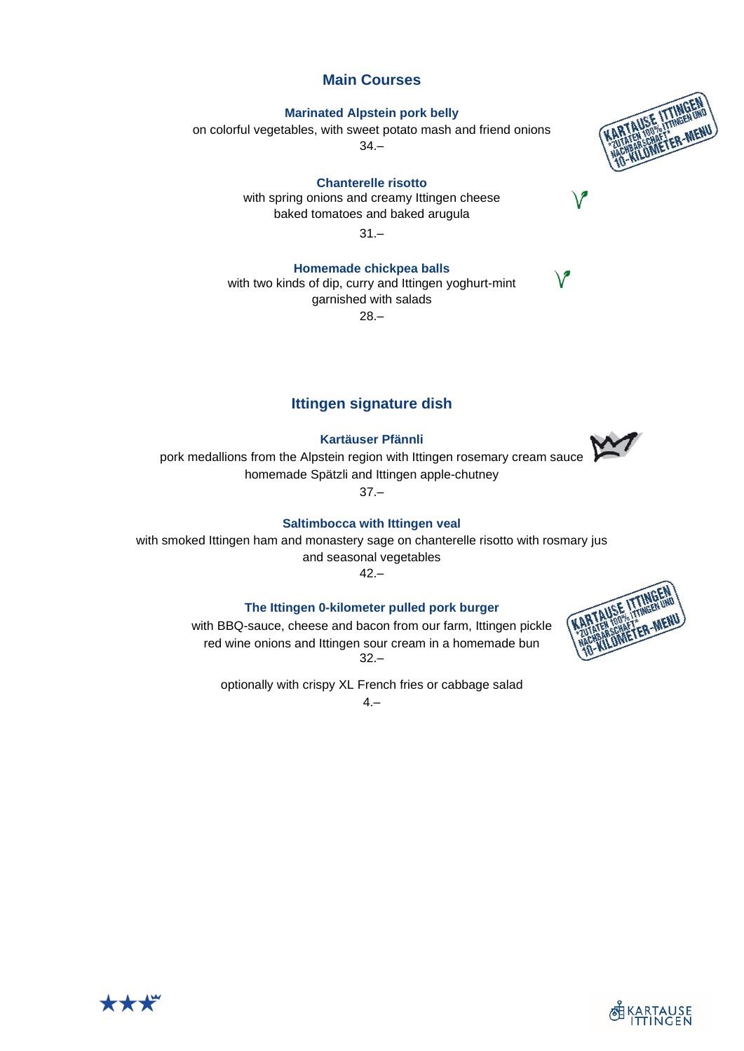## Main Courses

### Marinated Alpstein pork belly

on colorful vegetables, with sweet potato mash and friend onions

34.–

### Chanterelle risotto

with spring onions and creamy Ittingen cheese
baked tomatoes and baked arugula

31.–

### Homemade chickpea balls

with two kinds of dip, curry and Ittingen yoghurt-mint
garnished with salads

28.–

## Ittingen signature dish

### Kartäuser Pfännli

pork medallions from the Alpstein region with Ittingen rosemary cream sauce
homemade Spätzli and Ittingen apple-chutney

37.–

### Saltimbocca with Ittingen veal

with smoked Ittingen ham and monastery sage on chanterelle risotto with rosmary jus
and seasonal vegetables

42.–

### The Ittingen 0-kilometer pulled pork burger

with BBQ-sauce, cheese and bacon from our farm, Ittingen pickle
red wine onions and Ittingen sour cream in a homemade bun

32.–

optionally with crispy XL French fries or cabbage salad

4.–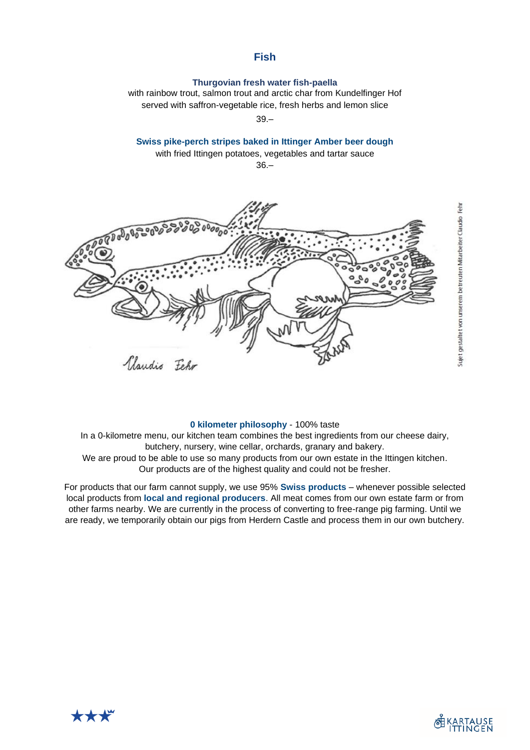## Fish

**Thurgovian fresh water fish-paella**
with rainbow trout, salmon trout and arctic char from Kundelfinger Hof
served with saffron-vegetable rice, fresh herbs and lemon slice
39.–

**Swiss pike-perch stripes baked in Ittinger Amber beer dough**
with fried Ittingen potatoes, vegetables and tartar sauce
36.–

Sujet gestaltet von unserem betreuten Mitarbeiter Claudio Fehr

**0 kilometer philosophy** - 100% taste
In a 0-kilometre menu, our kitchen team combines the best ingredients from our cheese dairy, butchery, nursery, wine cellar, orchards, granary and bakery.
We are proud to be able to use so many products from our own estate in the Ittingen kitchen.
Our products are of the highest quality and could not be fresher.

For products that our farm cannot supply, we use 95% **Swiss products** – whenever possible selected local products from **local and regional producers**. All meat comes from our own estate farm or from other farms nearby. We are currently in the process of converting to free-range pig farming. Until we are ready, we temporarily obtain our pigs from Herdern Castle and process them in our own butchery.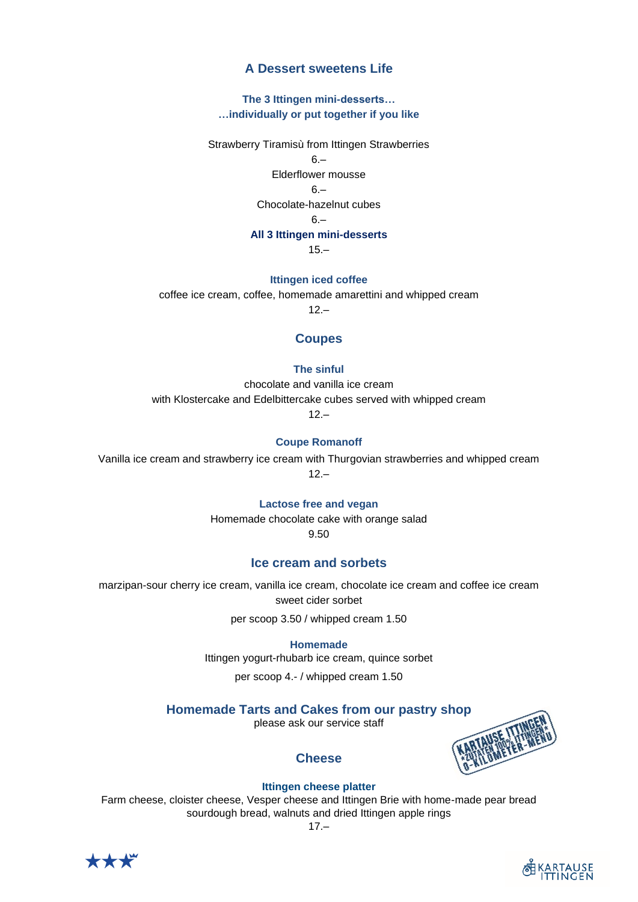## A Dessert sweetens Life

**The 3 Ittingen mini-desserts…**
**…individually or put together if you like**

Strawberry Tiramisù from Ittingen Strawberries
6.–
Elderflower mousse
6.–
Chocolate-hazelnut cubes
6.–
**All 3 Ittingen mini-desserts**
15.–

**Ittingen iced coffee**
coffee ice cream, coffee, homemade amarettini and whipped cream
12.–

## Coupes

**The sinful**
chocolate and vanilla ice cream
with Klostercake and Edelbittercake cubes served with whipped cream
12.–

**Coupe Romanoff**
Vanilla ice cream and strawberry ice cream with Thurgovian strawberries and whipped cream
12.–

**Lactose free and vegan**
Homemade chocolate cake with orange salad
9.50

## Ice cream and sorbets

marzipan-sour cherry ice cream, vanilla ice cream, chocolate ice cream and coffee ice cream
sweet cider sorbet

per scoop 3.50 / whipped cream 1.50

**Homemade**
Ittingen yogurt-rhubarb ice cream, quince sorbet

per scoop 4.- / whipped cream 1.50

## Homemade Tarts and Cakes from our pastry shop

please ask our service staff

KARTAUSE ITTINGEN *ZUTATEN 100% ITTINGEN* 0-KILOMETER-MENU

## Cheese

**Ittingen cheese platter**
Farm cheese, cloister cheese, Vesper cheese and Ittingen Brie with home-made pear bread
sourdough bread, walnuts and dried Ittingen apple rings
17.–